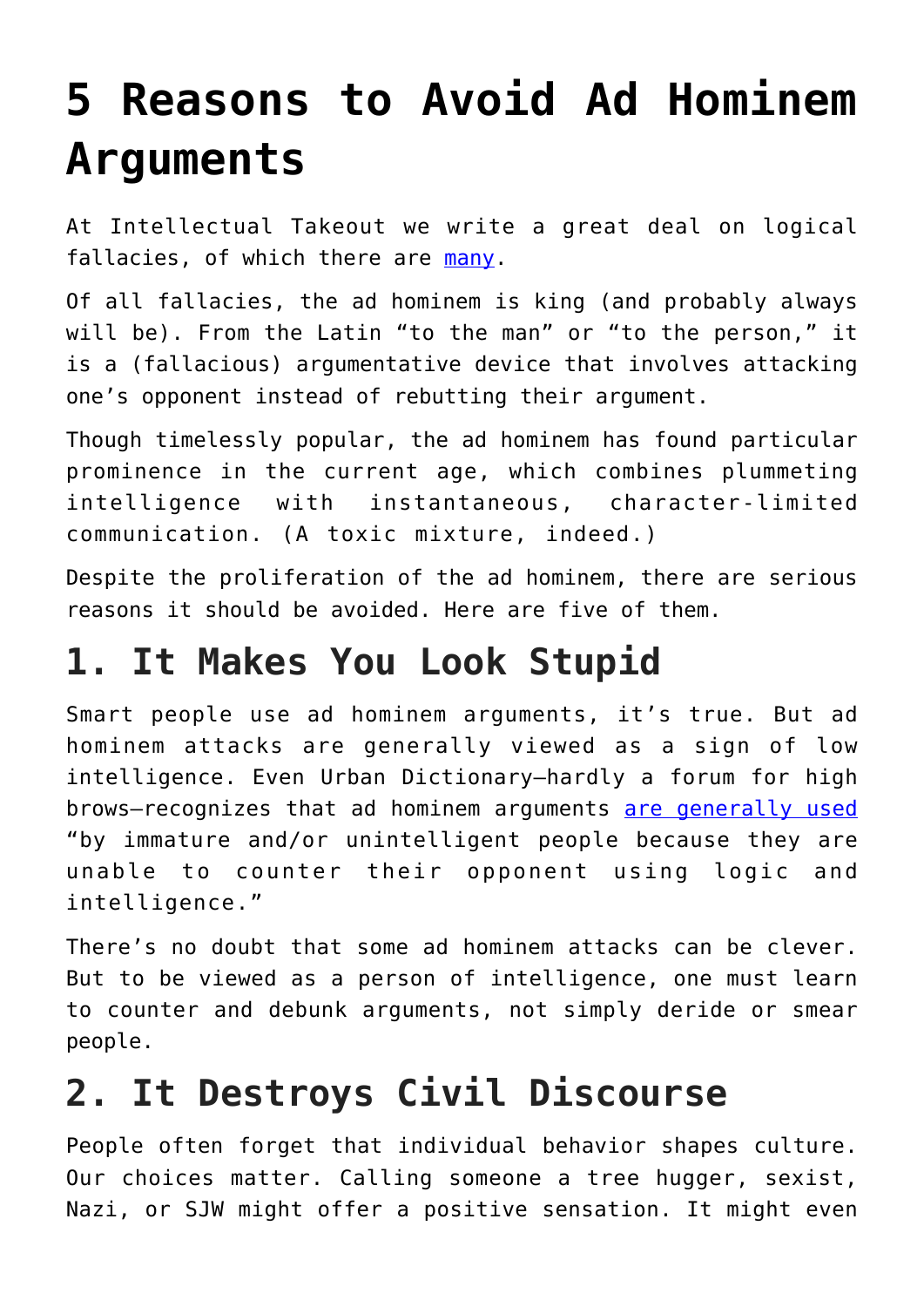# 5 Reasons to Avoid Ad Hominem Arguments

At Intellectual Takeout we write a great deal on logical fallacies, of which there are [many](#).

Of all fallacies, the ad hominem is king (and probably always will be). From the Latin "to the man" or "to the person," it is a (fallacious) argumentative device that involves attacking one's opponent instead of rebutting their argument.

Though timelessly popular, the ad hominem has found particular prominence in the current age, which combines plummeting intelligence with instantaneous, character-limited communication. (A toxic mixture, indeed.)

Despite the proliferation of the ad hominem, there are serious reasons it should be avoided. Here are five of them.

## 1. It Makes You Look Stupid

Smart people use ad hominem arguments, it's true. But ad hominem attacks are generally viewed as a sign of low intelligence. Even Urban Dictionary—hardly a forum for high brows—recognizes that ad hominem arguments [are generally used](#) "by immature and/or unintelligent people because they are unable to counter their opponent using logic and intelligence."

There's no doubt that some ad hominem attacks can be clever. But to be viewed as a person of intelligence, one must learn to counter and debunk arguments, not simply deride or smear people.

## 2. It Destroys Civil Discourse

People often forget that individual behavior shapes culture. Our choices matter. Calling someone a tree hugger, sexist, Nazi, or SJW might offer a positive sensation. It might even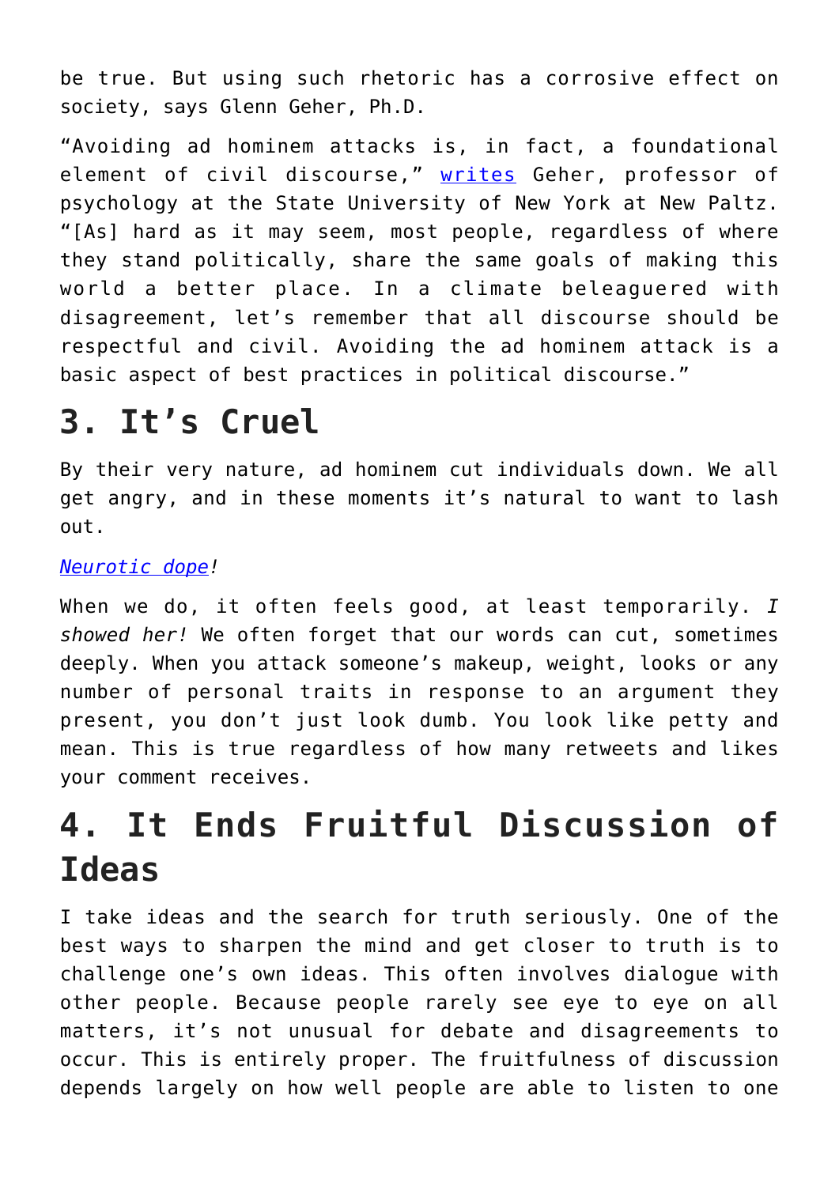be true. But using such rhetoric has a corrosive effect on society, says Glenn Geher, Ph.D.

"Avoiding ad hominem attacks is, in fact, a foundational element of civil discourse," writes Geher, professor of psychology at the State University of New York at New Paltz. "[As] hard as it may seem, most people, regardless of where they stand politically, share the same goals of making this world a better place. In a climate beleaguered with disagreement, let's remember that all discourse should be respectful and civil. Avoiding the ad hominem attack is a basic aspect of best practices in political discourse."

## 3. It's Cruel

By their very nature, ad hominem cut individuals down. We all get angry, and in these moments it's natural to want to lash out.

*Neurotic dope!*

When we do, it often feels good, at least temporarily. *I showed her!* We often forget that our words can cut, sometimes deeply. When you attack someone's makeup, weight, looks or any number of personal traits in response to an argument they present, you don't just look dumb. You look like petty and mean. This is true regardless of how many retweets and likes your comment receives.

## 4. It Ends Fruitful Discussion of Ideas

I take ideas and the search for truth seriously. One of the best ways to sharpen the mind and get closer to truth is to challenge one's own ideas. This often involves dialogue with other people. Because people rarely see eye to eye on all matters, it's not unusual for debate and disagreements to occur. This is entirely proper. The fruitfulness of discussion depends largely on how well people are able to listen to one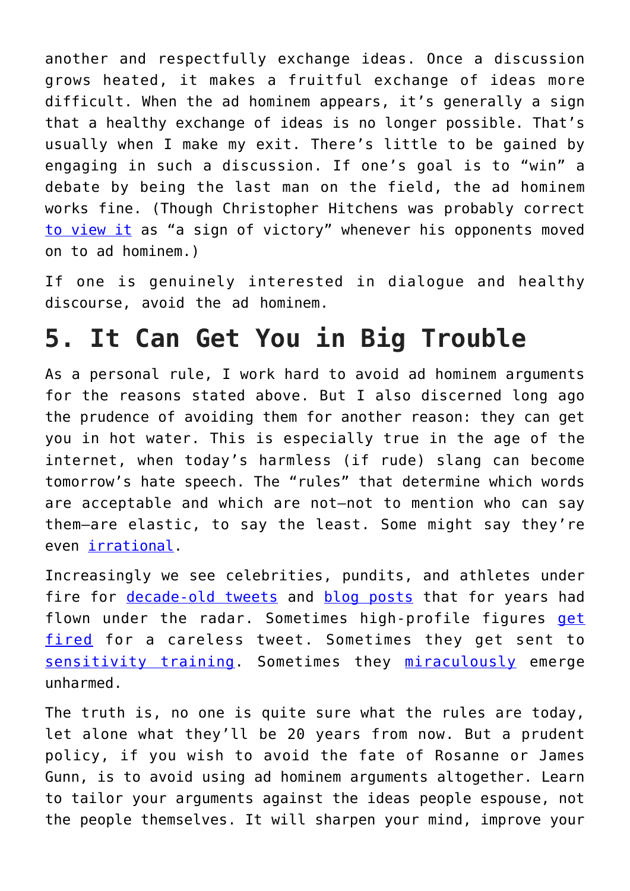another and respectfully exchange ideas. Once a discussion grows heated, it makes a fruitful exchange of ideas more difficult. When the ad hominem appears, it's generally a sign that a healthy exchange of ideas is no longer possible. That's usually when I make my exit. There's little to be gained by engaging in such a discussion. If one's goal is to "win" a debate by being the last man on the field, the ad hominem works fine. (Though Christopher Hitchens was probably correct to view it as "a sign of victory" whenever his opponents moved on to ad hominem.)

If one is genuinely interested in dialogue and healthy discourse, avoid the ad hominem.

## 5. It Can Get You in Big Trouble

As a personal rule, I work hard to avoid ad hominem arguments for the reasons stated above. But I also discerned long ago the prudence of avoiding them for another reason: they can get you in hot water. This is especially true in the age of the internet, when today's harmless (if rude) slang can become tomorrow's hate speech. The "rules" that determine which words are acceptable and which are not—not to mention who can say them—are elastic, to say the least. Some might say they're even irrational.

Increasingly we see celebrities, pundits, and athletes under fire for decade-old tweets and blog posts that for years had flown under the radar. Sometimes high-profile figures get fired for a careless tweet. Sometimes they get sent to sensitivity training. Sometimes they miraculously emerge unharmed.

The truth is, no one is quite sure what the rules are today, let alone what they'll be 20 years from now. But a prudent policy, if you wish to avoid the fate of Rosanne or James Gunn, is to avoid using ad hominem arguments altogether. Learn to tailor your arguments against the ideas people espouse, not the people themselves. It will sharpen your mind, improve your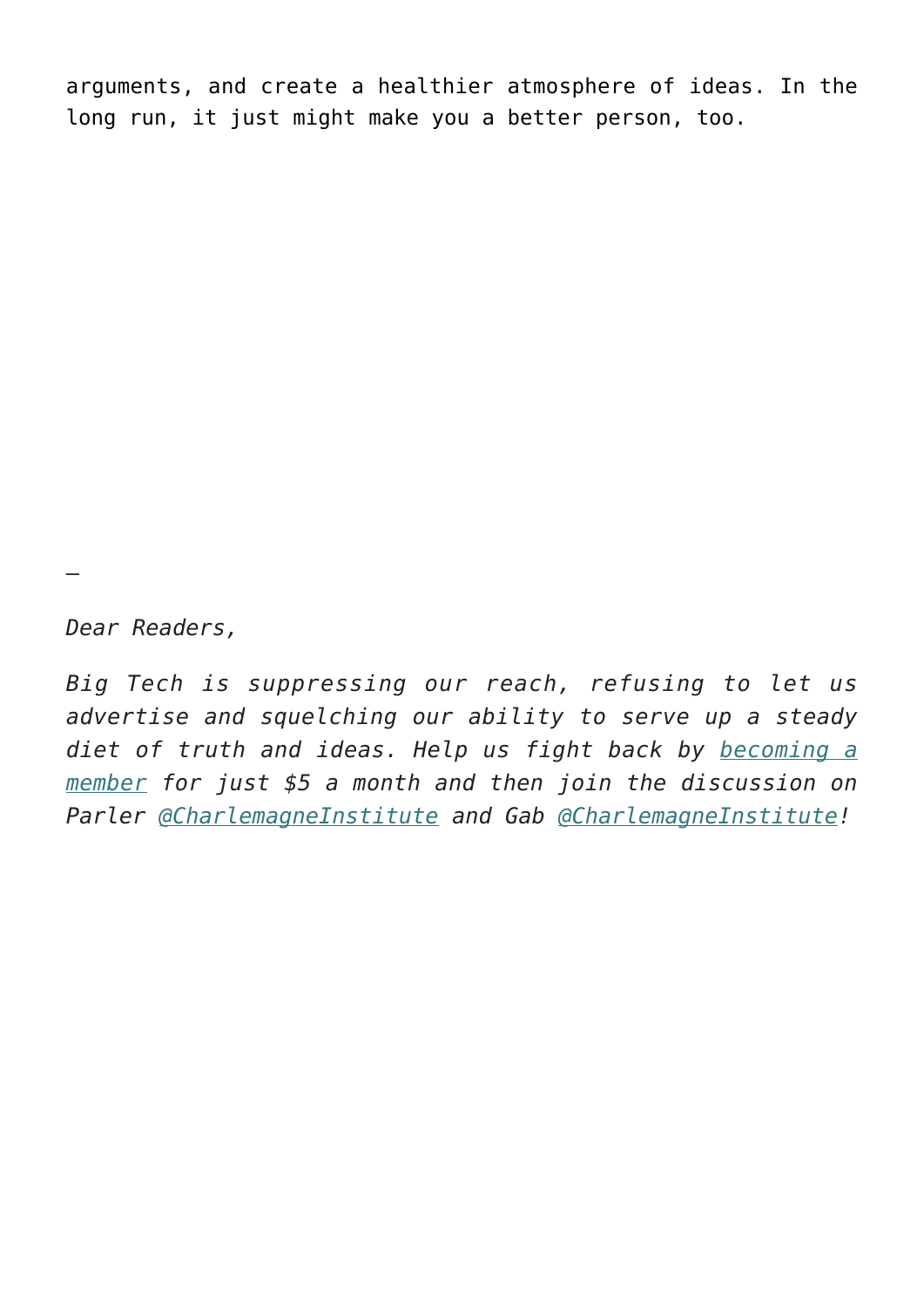arguments, and create a healthier atmosphere of ideas. In the long run, it just might make you a better person, too.

—

*Dear Readers,*

*Big Tech is suppressing our reach, refusing to let us advertise and squelching our ability to serve up a steady diet of truth and ideas. Help us fight back by becoming a member for just $5 a month and then join the discussion on Parler @CharlemagneInstitute and Gab @CharlemagneInstitute!*